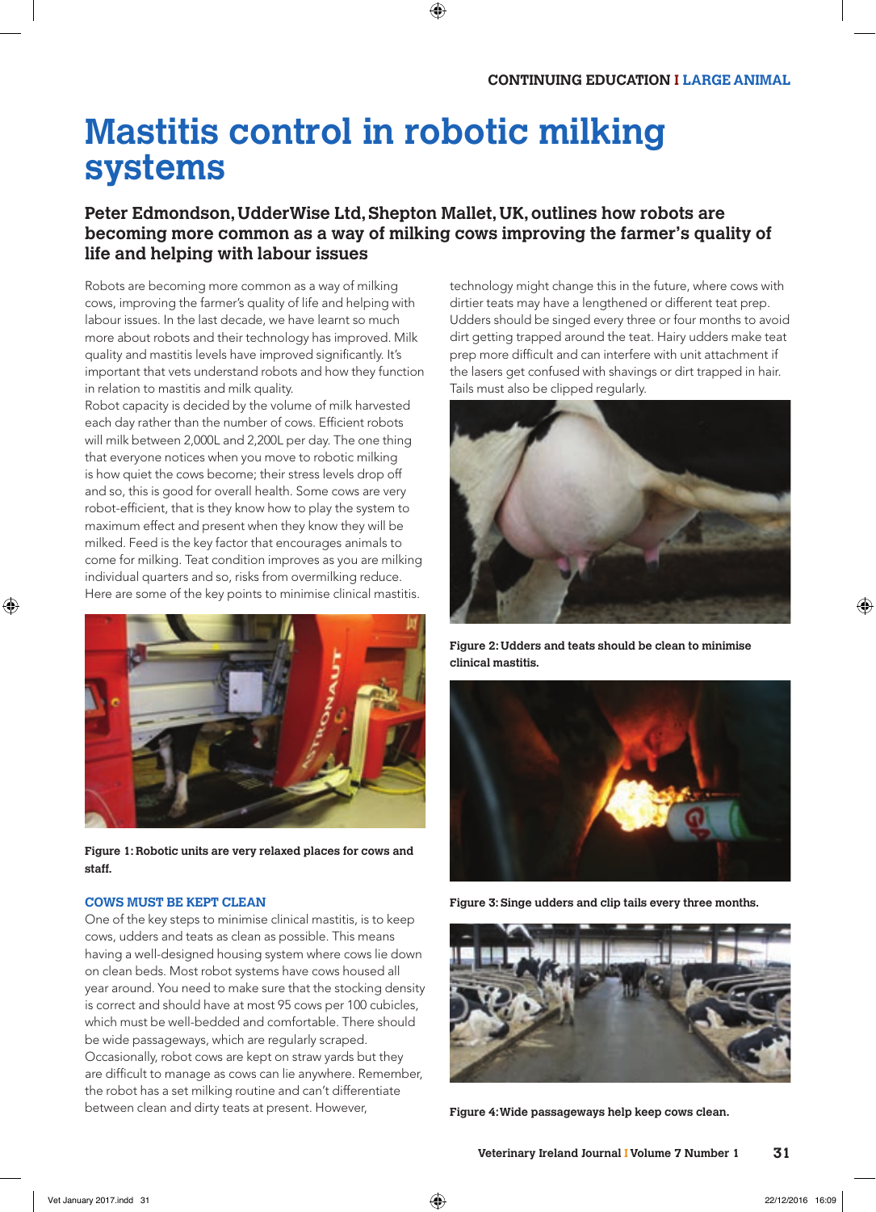# Mastitis control in robotic milking systems

**Peter Edmondson, UdderWise Ltd, Shepton Mallet, UK, outlines how robots are becoming more common as a way of milking cows improving the farmer's quality of life and helping with labour issues**

Robots are becoming more common as a way of milking cows, improving the farmer's quality of life and helping with labour issues. In the last decade, we have learnt so much more about robots and their technology has improved. Milk quality and mastitis levels have improved significantly. It's important that vets understand robots and how they function in relation to mastitis and milk quality.

Robot capacity is decided by the volume of milk harvested each day rather than the number of cows. Efficient robots will milk between 2,000L and 2,200L per day. The one thing that everyone notices when you move to robotic milking is how quiet the cows become; their stress levels drop off and so, this is good for overall health. Some cows are very robot-efficient, that is they know how to play the system to maximum effect and present when they know they will be milked. Feed is the key factor that encourages animals to come for milking. Teat condition improves as you are milking individual quarters and so, risks from overmilking reduce. Here are some of the key points to minimise clinical mastitis.

**Figure 1: Robotic units are very relaxed places for cows and staff.**

## COWS MUST BE KEPT CLEAN

One of the key steps to minimise clinical mastitis, is to keep cows, udders and teats as clean as possible. This means having a well-designed housing system where cows lie down on clean beds. Most robot systems have cows housed all year around. You need to make sure that the stocking density is correct and should have at most 95 cows per 100 cubicles, which must be well-bedded and comfortable. There should be wide passageways, which are regularly scraped. Occasionally, robot cows are kept on straw yards but they are difficult to manage as cows can lie anywhere. Remember, the robot has a set milking routine and can't differentiate between clean and dirty teats at present. However, technology might change this in the future, where cows with dirtier teats may have a lengthened or different teat prep. Udders should be singed every three or four months to avoid dirt getting trapped around the teat. Hairy udders make teat prep more difficult and can interfere with unit attachment if the lasers get confused with shavings or dirt trapped in hair. Tails must also be clipped regularly.

**Figure 2: Udders and teats should be clean to minimise clinical mastitis.**

**Figure 3: Singe udders and clip tails every three months.**

**Figure 4: Wide passageways help keep cows clean.**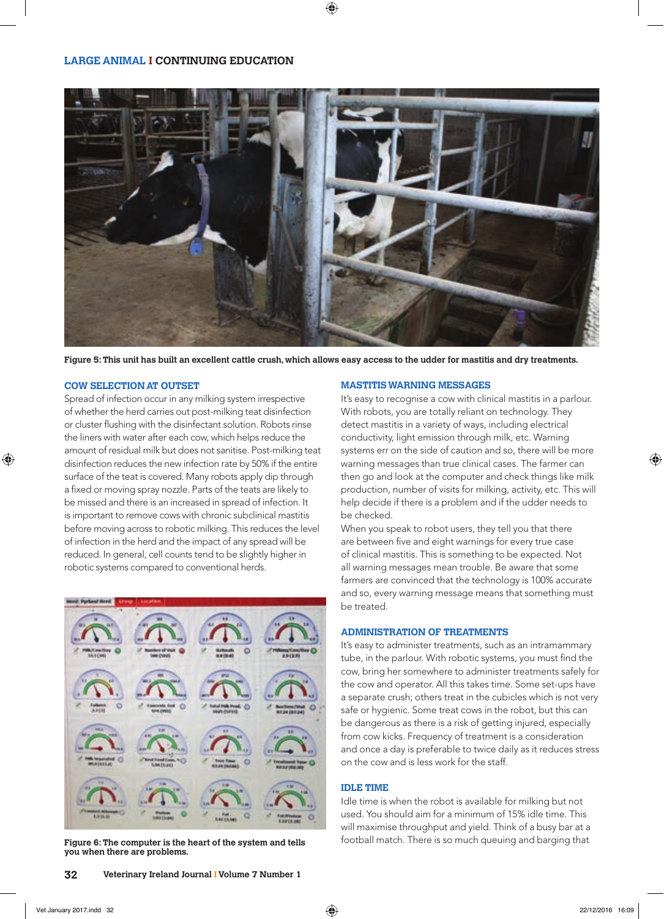Figure 5: This unit has built an excellent cattle crush, which allows easy access to the udder for mastitis and dry treatments.

## COW SELECTION AT OUTSET

Spread of infection occur in any milking system irrespective of whether the herd carries out post-milking teat disinfection or cluster flushing with the disinfectant solution. Robots rinse the liners with water after each cow, which helps reduce the amount of residual milk but does not sanitise. Post-milking teat disinfection reduces the new infection rate by 50% if the entire surface of the teat is covered. Many robots apply dip through a fixed or moving spray nozzle. Parts of the teats are likely to be missed and there is an increased in spread of infection. It is important to remove cows with chronic subclinical mastitis before moving across to robotic milking. This reduces the level of infection in the herd and the impact of any spread will be reduced. In general, cell counts tend to be slightly higher in robotic systems compared to conventional herds.

Figure 6: The computer is the heart of the system and tells you when there are problems.

## MASTITIS WARNING MESSAGES

It's easy to recognise a cow with clinical mastitis in a parlour. With robots, you are totally reliant on technology. They detect mastitis in a variety of ways, including electrical conductivity, light emission through milk, etc. Warning systems err on the side of caution and so, there will be more warning messages than true clinical cases. The farmer can then go and look at the computer and check things like milk production, number of visits for milking, activity, etc. This will help decide if there is a problem and if the udder needs to be checked.

When you speak to robot users, they tell you that there are between five and eight warnings for every true case of clinical mastitis. This is something to be expected. Not all warning messages mean trouble. Be aware that some farmers are convinced that the technology is 100% accurate and so, every warning message means that something must be treated.

## ADMINISTRATION OF TREATMENTS

It's easy to administer treatments, such as an intramammary tube, in the parlour. With robotic systems, you must find the cow, bring her somewhere to administer treatments safely for the cow and operator. All this takes time. Some set-ups have a separate crush; others treat in the cubicles which is not very safe or hygienic. Some treat cows in the robot, but this can be dangerous as there is a risk of getting injured, especially from cow kicks. Frequency of treatment is a consideration and once a day is preferable to twice daily as it reduces stress on the cow and is less work for the staff.

## IDLE TIME

Idle time is when the robot is available for milking but not used. You should aim for a minimum of 15% idle time. This will maximise throughput and yield. Think of a busy bar at a football match. There is so much queuing and barging that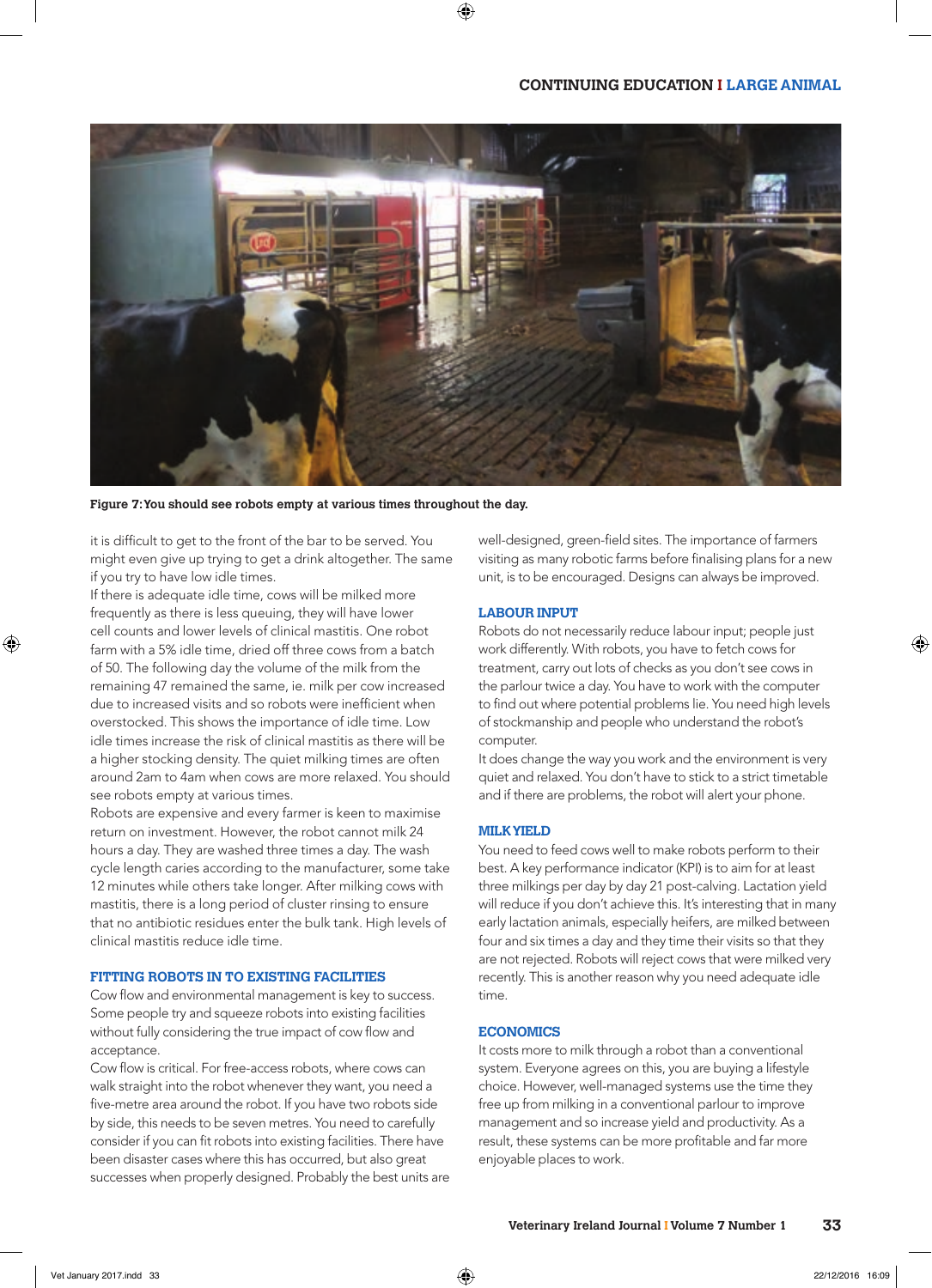Figure 7: You should see robots empty at various times throughout the day.

it is difficult to get to the front of the bar to be served. You might even give up trying to get a drink altogether. The same if you try to have low idle times.

If there is adequate idle time, cows will be milked more frequently as there is less queuing, they will have lower cell counts and lower levels of clinical mastitis. One robot farm with a 5% idle time, dried off three cows from a batch of 50. The following day the volume of the milk from the remaining 47 remained the same, ie. milk per cow increased due to increased visits and so robots were inefficient when overstocked. This shows the importance of idle time. Low idle times increase the risk of clinical mastitis as there will be a higher stocking density. The quiet milking times are often around 2am to 4am when cows are more relaxed. You should see robots empty at various times.

Robots are expensive and every farmer is keen to maximise return on investment. However, the robot cannot milk 24 hours a day. They are washed three times a day. The wash cycle length caries according to the manufacturer, some take 12 minutes while others take longer. After milking cows with mastitis, there is a long period of cluster rinsing to ensure that no antibiotic residues enter the bulk tank. High levels of clinical mastitis reduce idle time.

## FITTING ROBOTS IN TO EXISTING FACILITIES

Cow flow and environmental management is key to success. Some people try and squeeze robots into existing facilities without fully considering the true impact of cow flow and acceptance.

Cow flow is critical. For free-access robots, where cows can walk straight into the robot whenever they want, you need a five-metre area around the robot. If you have two robots side by side, this needs to be seven metres. You need to carefully consider if you can fit robots into existing facilities. There have been disaster cases where this has occurred, but also great successes when properly designed. Probably the best units are well-designed, green-field sites. The importance of farmers visiting as many robotic farms before finalising plans for a new unit, is to be encouraged. Designs can always be improved.

## LABOUR INPUT

Robots do not necessarily reduce labour input; people just work differently. With robots, you have to fetch cows for treatment, carry out lots of checks as you don't see cows in the parlour twice a day. You have to work with the computer to find out where potential problems lie. You need high levels of stockmanship and people who understand the robot's computer.

It does change the way you work and the environment is very quiet and relaxed. You don't have to stick to a strict timetable and if there are problems, the robot will alert your phone.

## MILK YIELD

You need to feed cows well to make robots perform to their best. A key performance indicator (KPI) is to aim for at least three milkings per day by day 21 post-calving. Lactation yield will reduce if you don't achieve this. It's interesting that in many early lactation animals, especially heifers, are milked between four and six times a day and they time their visits so that they are not rejected. Robots will reject cows that were milked very recently. This is another reason why you need adequate idle time.

## ECONOMICS

It costs more to milk through a robot than a conventional system. Everyone agrees on this, you are buying a lifestyle choice. However, well-managed systems use the time they free up from milking in a conventional parlour to improve management and so increase yield and productivity. As a result, these systems can be more profitable and far more enjoyable places to work.